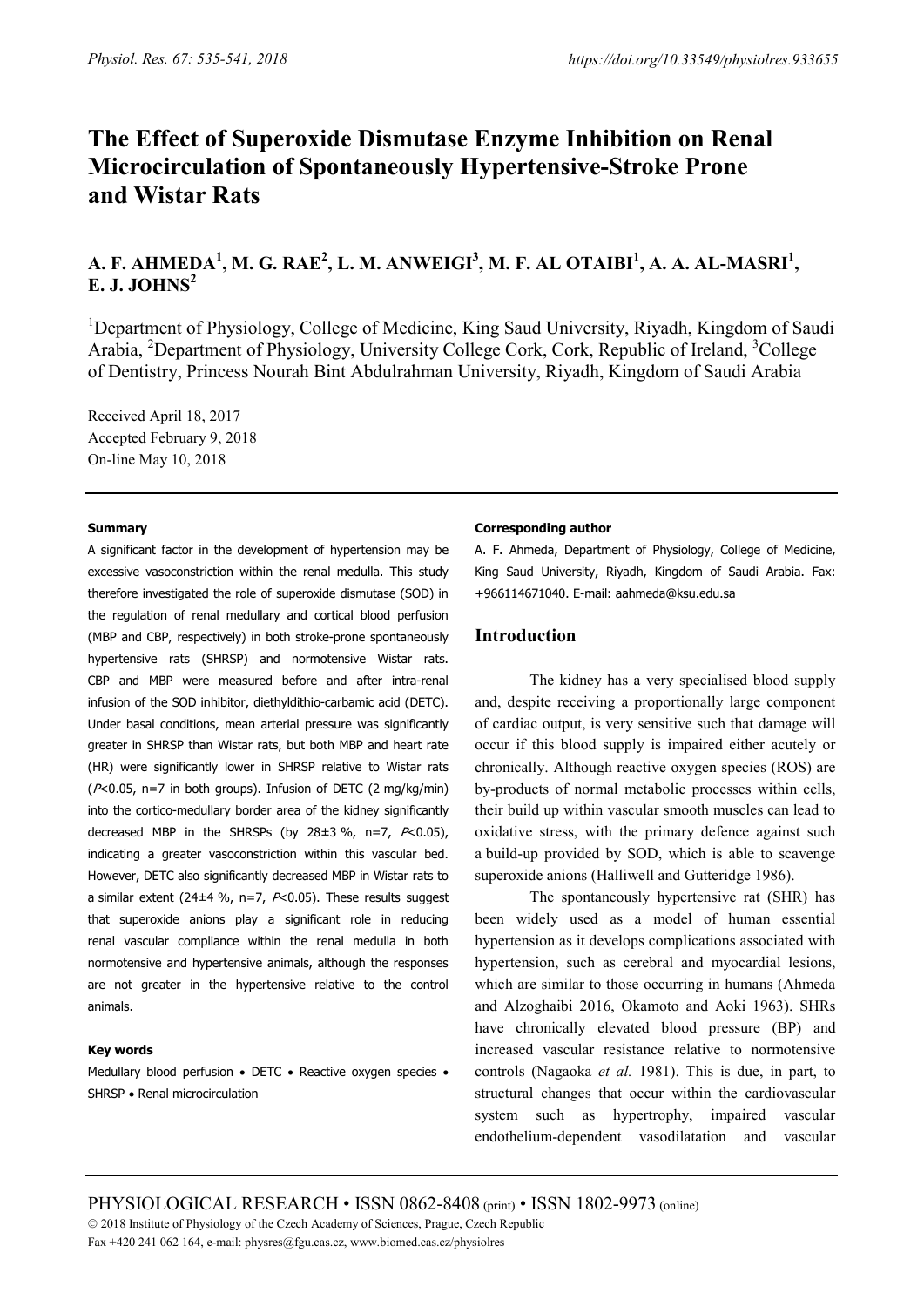# The Effect of Superoxide Dismutase Enzyme Inhibition on Renal Microcirculation of Spontaneously Hypertensive-Stroke Prone and Wistar Rats

**A. F. AHMEDA[1], M. G. RAE[2], L. M. ANWEIGI[3], M. F. AL OTAIBI[1], A. A. AL-MASRI[1], E. J. JOHNS[2]**

[1]Department of Physiology, College of Medicine, King Saud University, Riyadh, Kingdom of Saudi Arabia, [2]Department of Physiology, University College Cork, Cork, Republic of Ireland, [3]College of Dentistry, Princess Nourah Bint Abdulrahman University, Riyadh, Kingdom of Saudi Arabia

Received April 18, 2017
Accepted February 9, 2018
On-line May 10, 2018

#### Summary

A significant factor in the development of hypertension may be excessive vasoconstriction within the renal medulla. This study therefore investigated the role of superoxide dismutase (SOD) in the regulation of renal medullary and cortical blood perfusion (MBP and CBP, respectively) in both stroke-prone spontaneously hypertensive rats (SHRSP) and normotensive Wistar rats. CBP and MBP were measured before and after intra-renal infusion of the SOD inhibitor, diethyldithio-carbamic acid (DETC). Under basal conditions, mean arterial pressure was significantly greater in SHRSP than Wistar rats, but both MBP and heart rate (HR) were significantly lower in SHRSP relative to Wistar rats ($P<0.05$, n=7 in both groups). Infusion of DETC (2 mg/kg/min) into the cortico-medullary border area of the kidney significantly decreased MBP in the SHRSPs (by 28±3 %, n=7, $P<0.05$), indicating a greater vasoconstriction within this vascular bed. However, DETC also significantly decreased MBP in Wistar rats to a similar extent (24±4 %, n=7, $P<0.05$). These results suggest that superoxide anions play a significant role in reducing renal vascular compliance within the renal medulla in both normotensive and hypertensive animals, although the responses are not greater in the hypertensive relative to the control animals.

#### Key words

Medullary blood perfusion • DETC • Reactive oxygen species • SHRSP • Renal microcirculation

#### Corresponding author

A. F. Ahmeda, Department of Physiology, College of Medicine, King Saud University, Riyadh, Kingdom of Saudi Arabia. Fax: +966114671040. E-mail: aahmeda@ksu.edu.sa

## Introduction

The kidney has a very specialised blood supply and, despite receiving a proportionally large component of cardiac output, is very sensitive such that damage will occur if this blood supply is impaired either acutely or chronically. Although reactive oxygen species (ROS) are by-products of normal metabolic processes within cells, their build up within vascular smooth muscles can lead to oxidative stress, with the primary defence against such a build-up provided by SOD, which is able to scavenge superoxide anions (Halliwell and Gutteridge 1986).

The spontaneously hypertensive rat (SHR) has been widely used as a model of human essential hypertension as it develops complications associated with hypertension, such as cerebral and myocardial lesions, which are similar to those occurring in humans (Ahmeda and Alzoghaibi 2016, Okamoto and Aoki 1963). SHRs have chronically elevated blood pressure (BP) and increased vascular resistance relative to normotensive controls (Nagaoka *et al.* 1981). This is due, in part, to structural changes that occur within the cardiovascular system such as hypertrophy, impaired vascular endothelium-dependent vasodilatation and vascular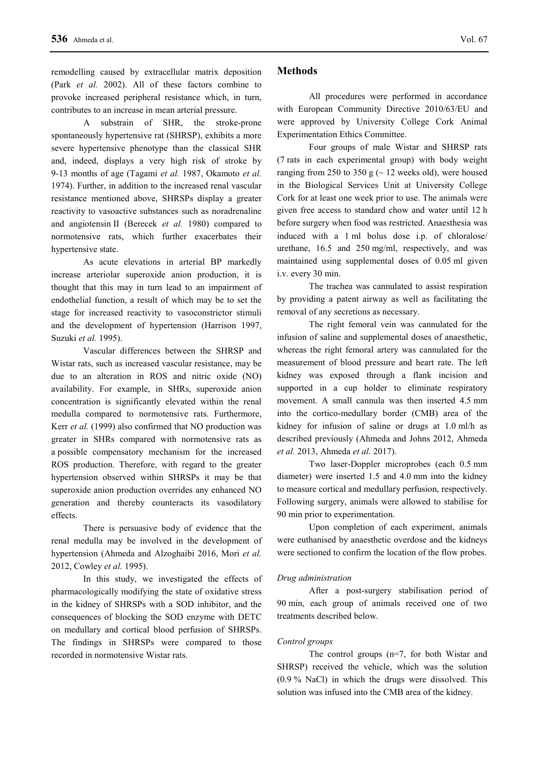remodelling caused by extracellular matrix deposition (Park *et al.* 2002). All of these factors combine to provoke increased peripheral resistance which, in turn, contributes to an increase in mean arterial pressure.

A substrain of SHR, the stroke-prone spontaneously hypertensive rat (SHRSP), exhibits a more severe hypertensive phenotype than the classical SHR and, indeed, displays a very high risk of stroke by 9-13 months of age (Tagami *et al.* 1987, Okamoto *et al.* 1974). Further, in addition to the increased renal vascular resistance mentioned above, SHRSPs display a greater reactivity to vasoactive substances such as noradrenaline and angiotensin II (Berecek *et al.* 1980) compared to normotensive rats, which further exacerbates their hypertensive state.

As acute elevations in arterial BP markedly increase arteriolar superoxide anion production, it is thought that this may in turn lead to an impairment of endothelial function, a result of which may be to set the stage for increased reactivity to vasoconstrictor stimuli and the development of hypertension (Harrison 1997, Suzuki *et al.* 1995).

Vascular differences between the SHRSP and Wistar rats, such as increased vascular resistance, may be due to an alteration in ROS and nitric oxide (NO) availability. For example, in SHRs, superoxide anion concentration is significantly elevated within the renal medulla compared to normotensive rats. Furthermore, Kerr *et al.* (1999) also confirmed that NO production was greater in SHRs compared with normotensive rats as a possible compensatory mechanism for the increased ROS production. Therefore, with regard to the greater hypertension observed within SHRSPs it may be that superoxide anion production overrides any enhanced NO generation and thereby counteracts its vasodilatory effects.

There is persuasive body of evidence that the renal medulla may be involved in the development of hypertension (Ahmeda and Alzoghaibi 2016, Mori *et al.* 2012, Cowley *et al.* 1995).

In this study, we investigated the effects of pharmacologically modifying the state of oxidative stress in the kidney of SHRSPs with a SOD inhibitor, and the consequences of blocking the SOD enzyme with DETC on medullary and cortical blood perfusion of SHRSPs. The findings in SHRSPs were compared to those recorded in normotensive Wistar rats.

## Methods

All procedures were performed in accordance with European Community Directive 2010/63/EU and were approved by University College Cork Animal Experimentation Ethics Committee.

Four groups of male Wistar and SHRSP rats (7 rats in each experimental group) with body weight ranging from 250 to 350 g (~ 12 weeks old), were housed in the Biological Services Unit at University College Cork for at least one week prior to use. The animals were given free access to standard chow and water until 12 h before surgery when food was restricted. Anaesthesia was induced with a 1 ml bolus dose i.p. of chloralose/urethane, 16.5 and 250 mg/ml, respectively, and was maintained using supplemental doses of 0.05 ml given i.v. every 30 min.

The trachea was cannulated to assist respiration by providing a patent airway as well as facilitating the removal of any secretions as necessary.

The right femoral vein was cannulated for the infusion of saline and supplemental doses of anaesthetic, whereas the right femoral artery was cannulated for the measurement of blood pressure and heart rate. The left kidney was exposed through a flank incision and supported in a cup holder to eliminate respiratory movement. A small cannula was then inserted 4.5 mm into the cortico-medullary border (CMB) area of the kidney for infusion of saline or drugs at 1.0 ml/h as described previously (Ahmeda and Johns 2012, Ahmeda *et al.* 2013, Ahmeda *et al.* 2017).

Two laser-Doppler microprobes (each 0.5 mm diameter) were inserted 1.5 and 4.0 mm into the kidney to measure cortical and medullary perfusion, respectively. Following surgery, animals were allowed to stabilise for 90 min prior to experimentation.

Upon completion of each experiment, animals were euthanised by anaesthetic overdose and the kidneys were sectioned to confirm the location of the flow probes.

### *Drug administration*

After a post-surgery stabilisation period of 90 min, each group of animals received one of two treatments described below.

### *Control groups*

The control groups (n=7, for both Wistar and SHRSP) received the vehicle, which was the solution (0.9 % NaCl) in which the drugs were dissolved. This solution was infused into the CMB area of the kidney.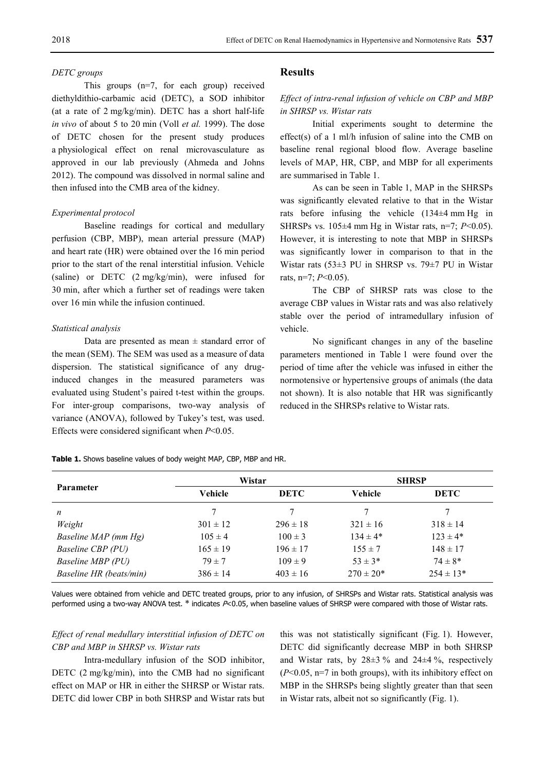*DETC groups*

This groups (n=7, for each group) received diethyldithio-carbamic acid (DETC), a SOD inhibitor (at a rate of 2 mg/kg/min). DETC has a short half-life *in vivo* of about 5 to 20 min (Voll *et al.* 1999). The dose of DETC chosen for the present study produces a physiological effect on renal microvasculature as approved in our lab previously (Ahmeda and Johns 2012). The compound was dissolved in normal saline and then infused into the CMB area of the kidney.

*Experimental protocol*

Baseline readings for cortical and medullary perfusion (CBP, MBP), mean arterial pressure (MAP) and heart rate (HR) were obtained over the 16 min period prior to the start of the renal interstitial infusion. Vehicle (saline) or DETC (2 mg/kg/min), were infused for 30 min, after which a further set of readings were taken over 16 min while the infusion continued.

*Statistical analysis*

Data are presented as mean ± standard error of the mean (SEM). The SEM was used as a measure of data dispersion. The statistical significance of any drug-induced changes in the measured parameters was evaluated using Student's paired t-test within the groups. For inter-group comparisons, two-way analysis of variance (ANOVA), followed by Tukey's test, was used. Effects were considered significant when $P<0.05$.

## Results

*Effect of intra-renal infusion of vehicle on CBP and MBP in SHRSP vs. Wistar rats*

Initial experiments sought to determine the effect(s) of a 1 ml/h infusion of saline into the CMB on baseline renal regional blood flow. Average baseline levels of MAP, HR, CBP, and MBP for all experiments are summarised in Table 1.

As can be seen in Table 1, MAP in the SHRSPs was significantly elevated relative to that in the Wistar rats before infusing the vehicle (134±4 mm Hg in SHRSPs vs. 105±4 mm Hg in Wistar rats, n=7; $P<0.05$). However, it is interesting to note that MBP in SHRSPs was significantly lower in comparison to that in the Wistar rats (53±3 PU in SHRSP vs. 79±7 PU in Wistar rats, n=7; $P<0.05$).

The CBP of SHRSP rats was close to the average CBP values in Wistar rats and was also relatively stable over the period of intramedullary infusion of vehicle.

No significant changes in any of the baseline parameters mentioned in Table 1 were found over the period of time after the vehicle was infused in either the normotensive or hypertensive groups of animals (the data not shown). It is also notable that HR was significantly reduced in the SHRSPs relative to Wistar rats.

**Table 1.** Shows baseline values of body weight MAP, CBP, MBP and HR.

| Parameter | Wistar | | SHRSP | |
|---|---|---|---|---|
| | Vehicle | DETC | Vehicle | DETC |
| *n* | 7 | 7 | 7 | 7 |
| *Weight* | 301 ± 12 | 296 ± 18 | 321 ± 16 | 318 ± 14 |
| *Baseline MAP (mm Hg)* | 105 ± 4 | 100 ± 3 | 134 ± 4* | 123 ± 4* |
| *Baseline CBP (PU)* | 165 ± 19 | 196 ± 17 | 155 ± 7 | 148 ± 17 |
| *Baseline MBP (PU)* | 79 ± 7 | 109 ± 9 | 53 ± 3* | 74 ± 8* |
| *Baseline HR (beats/min)* | 386 ± 14 | 403 ± 16 | 270 ± 20* | 254 ± 13* |

Values were obtained from vehicle and DETC treated groups, prior to any infusion, of SHRSPs and Wistar rats. Statistical analysis was performed using a two-way ANOVA test. * indicates $P<0.05$, when baseline values of SHRSP were compared with those of Wistar rats.

*Effect of renal medullary interstitial infusion of DETC on CBP and MBP in SHRSP vs. Wistar rats*

Intra-medullary infusion of the SOD inhibitor, DETC (2 mg/kg/min), into the CMB had no significant effect on MAP or HR in either the SHRSP or Wistar rats. DETC did lower CBP in both SHRSP and Wistar rats but this was not statistically significant (Fig. 1). However, DETC did significantly decrease MBP in both SHRSP and Wistar rats, by 28±3 % and 24±4 %, respectively ($P<0.05$, n=7 in both groups), with its inhibitory effect on MBP in the SHRSPs being slightly greater than that seen in Wistar rats, albeit not so significantly (Fig. 1).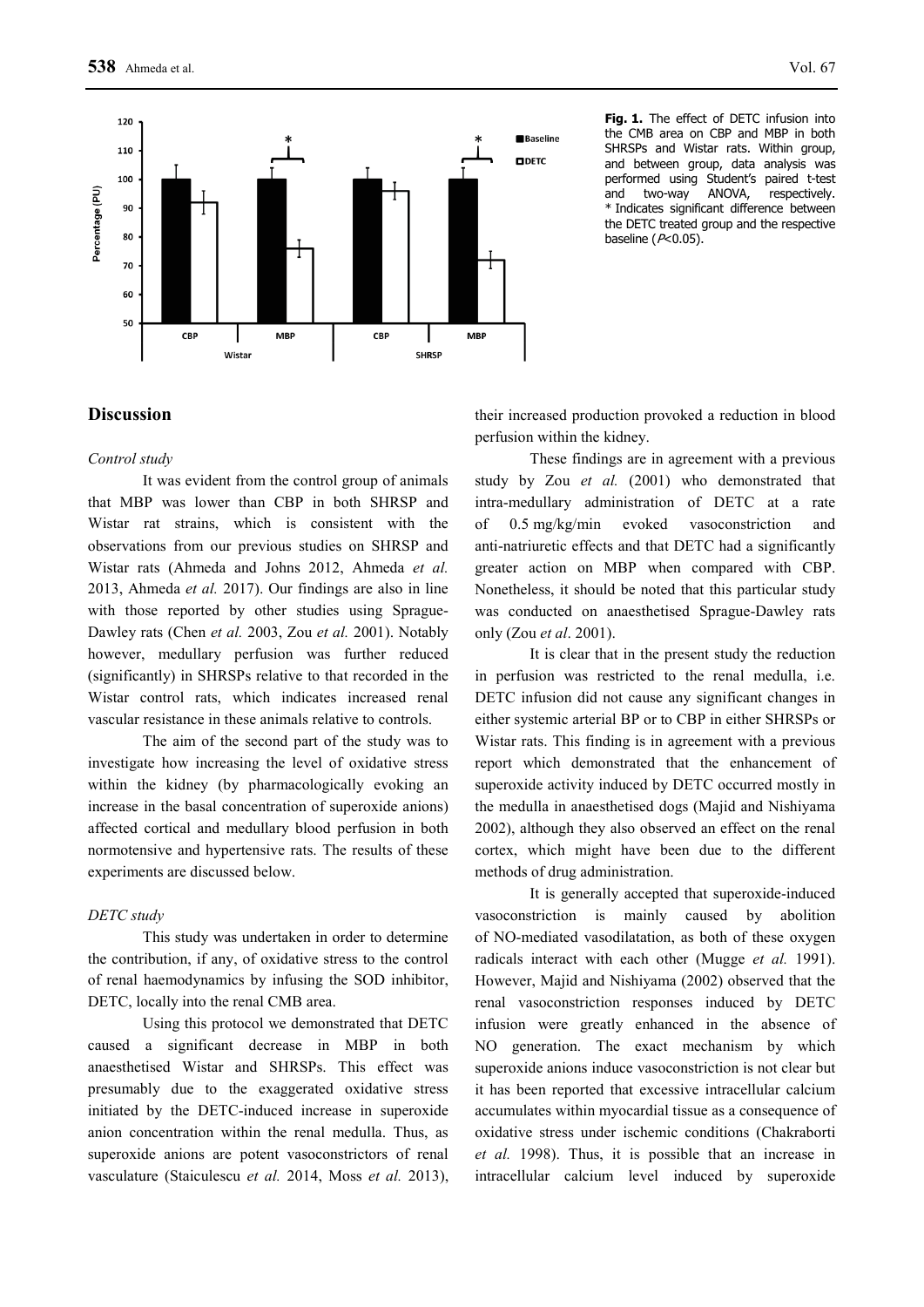**Fig. 1.** The effect of DETC infusion into the CMB area on CBP and MBP in both SHRSPs and Wistar rats. Within group, and between group, data analysis was performed using Student's paired t-test and two-way ANOVA, respectively. * Indicates significant difference between the DETC treated group and the respective baseline ($P$<0.05).

## Discussion

*Control study*

It was evident from the control group of animals that MBP was lower than CBP in both SHRSP and Wistar rat strains, which is consistent with the observations from our previous studies on SHRSP and Wistar rats (Ahmeda and Johns 2012, Ahmeda *et al.* 2013, Ahmeda *et al.* 2017). Our findings are also in line with those reported by other studies using Sprague-Dawley rats (Chen *et al.* 2003, Zou *et al.* 2001). Notably however, medullary perfusion was further reduced (significantly) in SHRSPs relative to that recorded in the Wistar control rats, which indicates increased renal vascular resistance in these animals relative to controls.

The aim of the second part of the study was to investigate how increasing the level of oxidative stress within the kidney (by pharmacologically evoking an increase in the basal concentration of superoxide anions) affected cortical and medullary blood perfusion in both normotensive and hypertensive rats. The results of these experiments are discussed below.

*DETC study*

This study was undertaken in order to determine the contribution, if any, of oxidative stress to the control of renal haemodynamics by infusing the SOD inhibitor, DETC, locally into the renal CMB area.

Using this protocol we demonstrated that DETC caused a significant decrease in MBP in both anaesthetised Wistar and SHRSPs. This effect was presumably due to the exaggerated oxidative stress initiated by the DETC-induced increase in superoxide anion concentration within the renal medulla. Thus, as superoxide anions are potent vasoconstrictors of renal vasculature (Staiculescu *et al.* 2014, Moss *et al.* 2013), their increased production provoked a reduction in blood perfusion within the kidney.

These findings are in agreement with a previous study by Zou *et al.* (2001) who demonstrated that intra-medullary administration of DETC at a rate of 0.5 mg/kg/min evoked vasoconstriction and anti-natriuretic effects and that DETC had a significantly greater action on MBP when compared with CBP. Nonetheless, it should be noted that this particular study was conducted on anaesthetised Sprague-Dawley rats only (Zou *et al*. 2001).

It is clear that in the present study the reduction in perfusion was restricted to the renal medulla, i.e. DETC infusion did not cause any significant changes in either systemic arterial BP or to CBP in either SHRSPs or Wistar rats. This finding is in agreement with a previous report which demonstrated that the enhancement of superoxide activity induced by DETC occurred mostly in the medulla in anaesthetised dogs (Majid and Nishiyama 2002), although they also observed an effect on the renal cortex, which might have been due to the different methods of drug administration.

It is generally accepted that superoxide-induced vasoconstriction is mainly caused by abolition of NO-mediated vasodilatation, as both of these oxygen radicals interact with each other (Mugge *et al.* 1991). However, Majid and Nishiyama (2002) observed that the renal vasoconstriction responses induced by DETC infusion were greatly enhanced in the absence of NO generation. The exact mechanism by which superoxide anions induce vasoconstriction is not clear but it has been reported that excessive intracellular calcium accumulates within myocardial tissue as a consequence of oxidative stress under ischemic conditions (Chakraborti *et al.* 1998). Thus, it is possible that an increase in intracellular calcium level induced by superoxide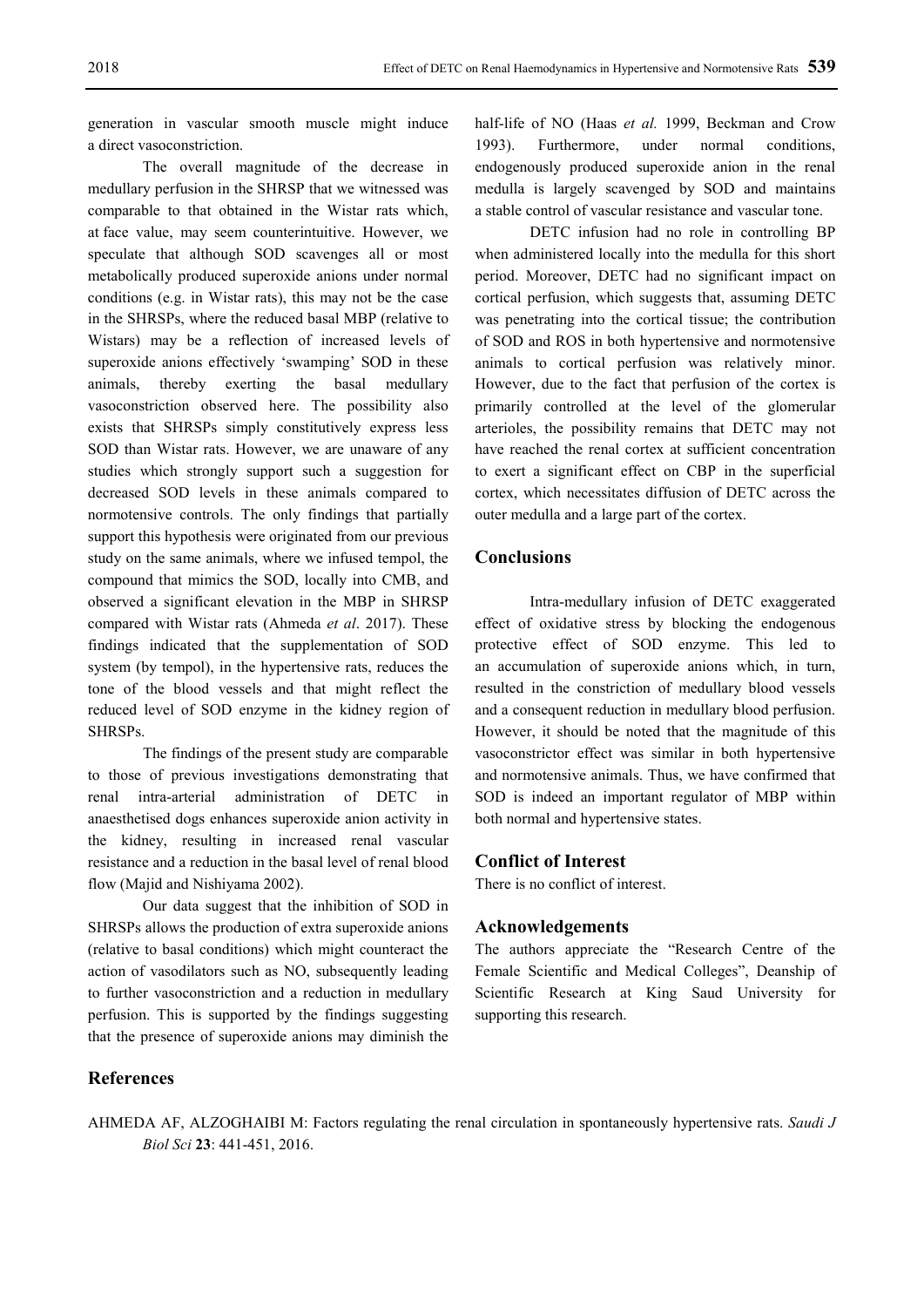generation in vascular smooth muscle might induce a direct vasoconstriction.

The overall magnitude of the decrease in medullary perfusion in the SHRSP that we witnessed was comparable to that obtained in the Wistar rats which, at face value, may seem counterintuitive. However, we speculate that although SOD scavenges all or most metabolically produced superoxide anions under normal conditions (e.g. in Wistar rats), this may not be the case in the SHRSPs, where the reduced basal MBP (relative to Wistars) may be a reflection of increased levels of superoxide anions effectively 'swamping' SOD in these animals, thereby exerting the basal medullary vasoconstriction observed here. The possibility also exists that SHRSPs simply constitutively express less SOD than Wistar rats. However, we are unaware of any studies which strongly support such a suggestion for decreased SOD levels in these animals compared to normotensive controls. The only findings that partially support this hypothesis were originated from our previous study on the same animals, where we infused tempol, the compound that mimics the SOD, locally into CMB, and observed a significant elevation in the MBP in SHRSP compared with Wistar rats (Ahmeda *et al*. 2017). These findings indicated that the supplementation of SOD system (by tempol), in the hypertensive rats, reduces the tone of the blood vessels and that might reflect the reduced level of SOD enzyme in the kidney region of SHRSPs.

The findings of the present study are comparable to those of previous investigations demonstrating that renal intra-arterial administration of DETC in anaesthetised dogs enhances superoxide anion activity in the kidney, resulting in increased renal vascular resistance and a reduction in the basal level of renal blood flow (Majid and Nishiyama 2002).

Our data suggest that the inhibition of SOD in SHRSPs allows the production of extra superoxide anions (relative to basal conditions) which might counteract the action of vasodilators such as NO, subsequently leading to further vasoconstriction and a reduction in medullary perfusion. This is supported by the findings suggesting that the presence of superoxide anions may diminish the half-life of NO (Haas *et al.* 1999, Beckman and Crow 1993). Furthermore, under normal conditions, endogenously produced superoxide anion in the renal medulla is largely scavenged by SOD and maintains a stable control of vascular resistance and vascular tone.

DETC infusion had no role in controlling BP when administered locally into the medulla for this short period. Moreover, DETC had no significant impact on cortical perfusion, which suggests that, assuming DETC was penetrating into the cortical tissue; the contribution of SOD and ROS in both hypertensive and normotensive animals to cortical perfusion was relatively minor. However, due to the fact that perfusion of the cortex is primarily controlled at the level of the glomerular arterioles, the possibility remains that DETC may not have reached the renal cortex at sufficient concentration to exert a significant effect on CBP in the superficial cortex, which necessitates diffusion of DETC across the outer medulla and a large part of the cortex.

## Conclusions

Intra-medullary infusion of DETC exaggerated effect of oxidative stress by blocking the endogenous protective effect of SOD enzyme. This led to an accumulation of superoxide anions which, in turn, resulted in the constriction of medullary blood vessels and a consequent reduction in medullary blood perfusion. However, it should be noted that the magnitude of this vasoconstrictor effect was similar in both hypertensive and normotensive animals. Thus, we have confirmed that SOD is indeed an important regulator of MBP within both normal and hypertensive states.

## Conflict of Interest

There is no conflict of interest.

## Acknowledgements

The authors appreciate the "Research Centre of the Female Scientific and Medical Colleges", Deanship of Scientific Research at King Saud University for supporting this research.

## References

AHMEDA AF, ALZOGHAIBI M: Factors regulating the renal circulation in spontaneously hypertensive rats. *Saudi J Biol Sci* **23**: 441-451, 2016.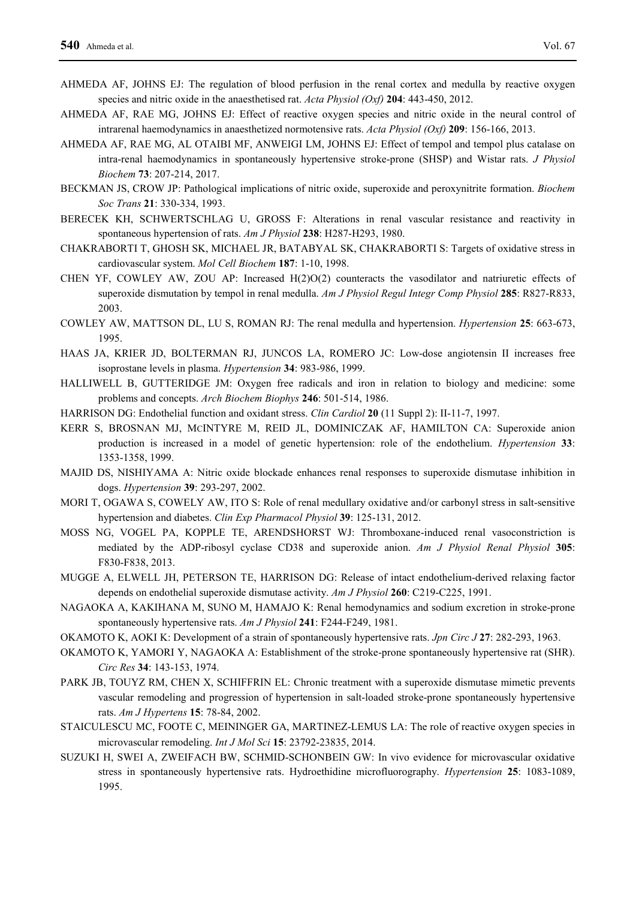AHMEDA AF, JOHNS EJ: The regulation of blood perfusion in the renal cortex and medulla by reactive oxygen species and nitric oxide in the anaesthetised rat. *Acta Physiol (Oxf)* **204**: 443-450, 2012.

AHMEDA AF, RAE MG, JOHNS EJ: Effect of reactive oxygen species and nitric oxide in the neural control of intrarenal haemodynamics in anaesthetized normotensive rats. *Acta Physiol (Oxf)* **209**: 156-166, 2013.

AHMEDA AF, RAE MG, AL OTAIBI MF, ANWEIGI LM, JOHNS EJ: Effect of tempol and tempol plus catalase on intra-renal haemodynamics in spontaneously hypertensive stroke-prone (SHSP) and Wistar rats. *J Physiol Biochem* **73**: 207-214, 2017.

BECKMAN JS, CROW JP: Pathological implications of nitric oxide, superoxide and peroxynitrite formation. *Biochem Soc Trans* **21**: 330-334, 1993.

BERECEK KH, SCHWERTSCHLAG U, GROSS F: Alterations in renal vascular resistance and reactivity in spontaneous hypertension of rats. *Am J Physiol* **238**: H287-H293, 1980.

CHAKRABORTI T, GHOSH SK, MICHAEL JR, BATABYAL SK, CHAKRABORTI S: Targets of oxidative stress in cardiovascular system. *Mol Cell Biochem* **187**: 1-10, 1998.

CHEN YF, COWLEY AW, ZOU AP: Increased H(2)O(2) counteracts the vasodilator and natriuretic effects of superoxide dismutation by tempol in renal medulla. *Am J Physiol Regul Integr Comp Physiol* **285**: R827-R833, 2003.

COWLEY AW, MATTSON DL, LU S, ROMAN RJ: The renal medulla and hypertension. *Hypertension* **25**: 663-673, 1995.

HAAS JA, KRIER JD, BOLTERMAN RJ, JUNCOS LA, ROMERO JC: Low-dose angiotensin II increases free isoprostane levels in plasma. *Hypertension* **34**: 983-986, 1999.

HALLIWELL B, GUTTERIDGE JM: Oxygen free radicals and iron in relation to biology and medicine: some problems and concepts. *Arch Biochem Biophys* **246**: 501-514, 1986.

HARRISON DG: Endothelial function and oxidant stress. *Clin Cardiol* **20** (11 Suppl 2): II-11-7, 1997.

KERR S, BROSNAN MJ, MCINTYRE M, REID JL, DOMINICZAK AF, HAMILTON CA: Superoxide anion production is increased in a model of genetic hypertension: role of the endothelium. *Hypertension* **33**: 1353-1358, 1999.

MAJID DS, NISHIYAMA A: Nitric oxide blockade enhances renal responses to superoxide dismutase inhibition in dogs. *Hypertension* **39**: 293-297, 2002.

MORI T, OGAWA S, COWELY AW, ITO S: Role of renal medullary oxidative and/or carbonyl stress in salt-sensitive hypertension and diabetes. *Clin Exp Pharmacol Physiol* **39**: 125-131, 2012.

MOSS NG, VOGEL PA, KOPPLE TE, ARENDSHORST WJ: Thromboxane-induced renal vasoconstriction is mediated by the ADP-ribosyl cyclase CD38 and superoxide anion. *Am J Physiol Renal Physiol* **305**: F830-F838, 2013.

MUGGE A, ELWELL JH, PETERSON TE, HARRISON DG: Release of intact endothelium-derived relaxing factor depends on endothelial superoxide dismutase activity. *Am J Physiol* **260**: C219-C225, 1991.

NAGAOKA A, KAKIHANA M, SUNO M, HAMAJO K: Renal hemodynamics and sodium excretion in stroke-prone spontaneously hypertensive rats. *Am J Physiol* **241**: F244-F249, 1981.

OKAMOTO K, AOKI K: Development of a strain of spontaneously hypertensive rats. *Jpn Circ J* **27**: 282-293, 1963.

OKAMOTO K, YAMORI Y, NAGAOKA A: Establishment of the stroke-prone spontaneously hypertensive rat (SHR). *Circ Res* **34**: 143-153, 1974.

PARK JB, TOUYZ RM, CHEN X, SCHIFFRIN EL: Chronic treatment with a superoxide dismutase mimetic prevents vascular remodeling and progression of hypertension in salt-loaded stroke-prone spontaneously hypertensive rats. *Am J Hypertens* **15**: 78-84, 2002.

STAICULESCU MC, FOOTE C, MEININGER GA, MARTINEZ-LEMUS LA: The role of reactive oxygen species in microvascular remodeling. *Int J Mol Sci* **15**: 23792-23835, 2014.

SUZUKI H, SWEI A, ZWEIFACH BW, SCHMID-SCHONBEIN GW: In vivo evidence for microvascular oxidative stress in spontaneously hypertensive rats. Hydroethidine microfluorography. *Hypertension* **25**: 1083-1089, 1995.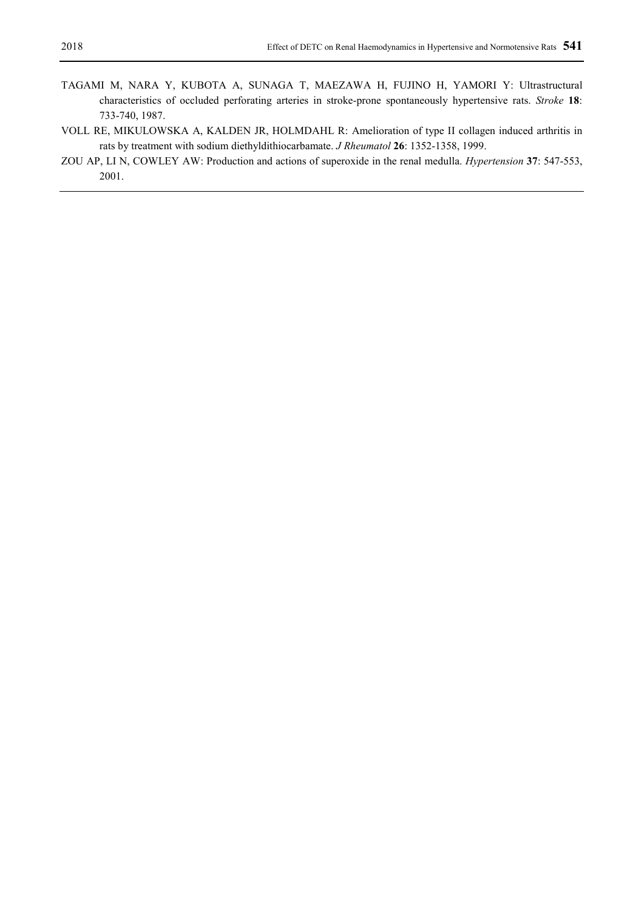TAGAMI M, NARA Y, KUBOTA A, SUNAGA T, MAEZAWA H, FUJINO H, YAMORI Y: Ultrastructural characteristics of occluded perforating arteries in stroke-prone spontaneously hypertensive rats. *Stroke* **18**: 733-740, 1987.

VOLL RE, MIKULOWSKA A, KALDEN JR, HOLMDAHL R: Amelioration of type II collagen induced arthritis in rats by treatment with sodium diethyldithiocarbamate. *J Rheumatol* **26**: 1352-1358, 1999.

ZOU AP, LI N, COWLEY AW: Production and actions of superoxide in the renal medulla. *Hypertension* **37**: 547-553, 2001.